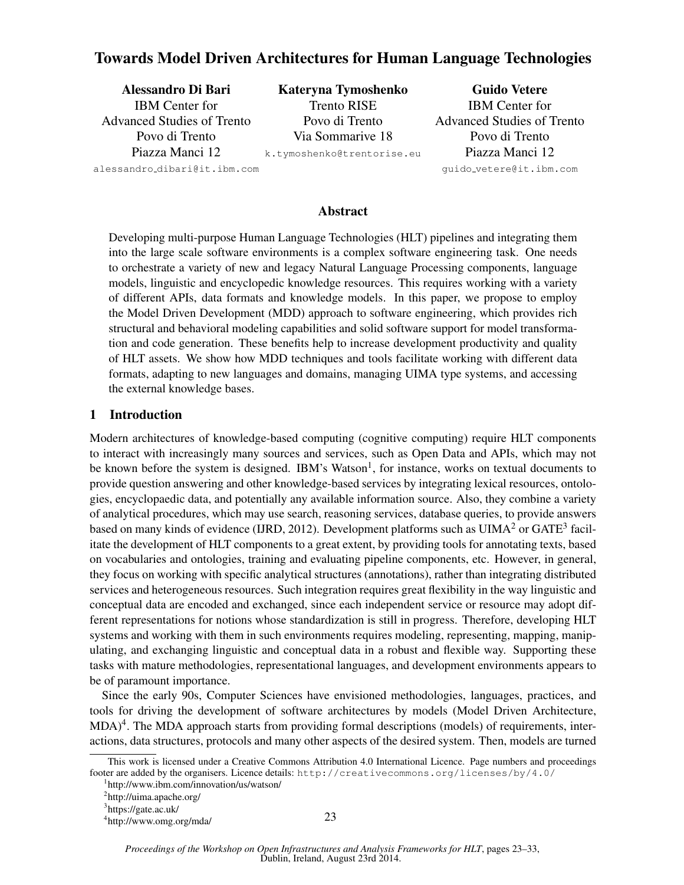# Towards Model Driven Architectures for Human Language Technologies

**Alessandro Di Bari**
IBM Center for Advanced Studies of Trento
Povo di Trento
Piazza Manci 12
alessandro_dibari@it.ibm.com

**Kateryna Tymoshenko**
Trento RISE
Povo di Trento
Via Sommarive 18
k.tymoshenko@trentorise.eu

**Guido Vetere**
IBM Center for Advanced Studies of Trento
Povo di Trento
Piazza Manci 12
guido_vetere@it.ibm.com

## Abstract

Developing multi-purpose Human Language Technologies (HLT) pipelines and integrating them into the large scale software environments is a complex software engineering task. One needs to orchestrate a variety of new and legacy Natural Language Processing components, language models, linguistic and encyclopedic knowledge resources. This requires working with a variety of different APIs, data formats and knowledge models. In this paper, we propose to employ the Model Driven Development (MDD) approach to software engineering, which provides rich structural and behavioral modeling capabilities and solid software support for model transformation and code generation. These benefits help to increase development productivity and quality of HLT assets. We show how MDD techniques and tools facilitate working with different data formats, adapting to new languages and domains, managing UIMA type systems, and accessing the external knowledge bases.

## 1 Introduction

Modern architectures of knowledge-based computing (cognitive computing) require HLT components to interact with increasingly many sources and services, such as Open Data and APIs, which may not be known before the system is designed. IBM's Watson[1], for instance, works on textual documents to provide question answering and other knowledge-based services by integrating lexical resources, ontologies, encyclopaedic data, and potentially any available information source. Also, they combine a variety of analytical procedures, which may use search, reasoning services, database queries, to provide answers based on many kinds of evidence (IJRD, 2012). Development platforms such as UIMA[2] or GATE[3] facilitate the development of HLT components to a great extent, by providing tools for annotating texts, based on vocabularies and ontologies, training and evaluating pipeline components, etc. However, in general, they focus on working with specific analytical structures (annotations), rather than integrating distributed services and heterogeneous resources. Such integration requires great flexibility in the way linguistic and conceptual data are encoded and exchanged, since each independent service or resource may adopt different representations for notions whose standardization is still in progress. Therefore, developing HLT systems and working with them in such environments requires modeling, representing, mapping, manipulating, and exchanging linguistic and conceptual data in a robust and flexible way. Supporting these tasks with mature methodologies, representational languages, and development environments appears to be of paramount importance.

Since the early 90s, Computer Sciences have envisioned methodologies, languages, practices, and tools for driving the development of software architectures by models (Model Driven Architecture, MDA)[4]. The MDA approach starts from providing formal descriptions (models) of requirements, interactions, data structures, protocols and many other aspects of the desired system. Then, models are turned

This work is licensed under a Creative Commons Attribution 4.0 International Licence. Page numbers and proceedings footer are added by the organisers. Licence details: http://creativecommons.org/licenses/by/4.0/

[1] http://www.ibm.com/innovation/us/watson/

[2] http://uima.apache.org/

[3] https://gate.ac.uk/

[4] http://www.omg.org/mda/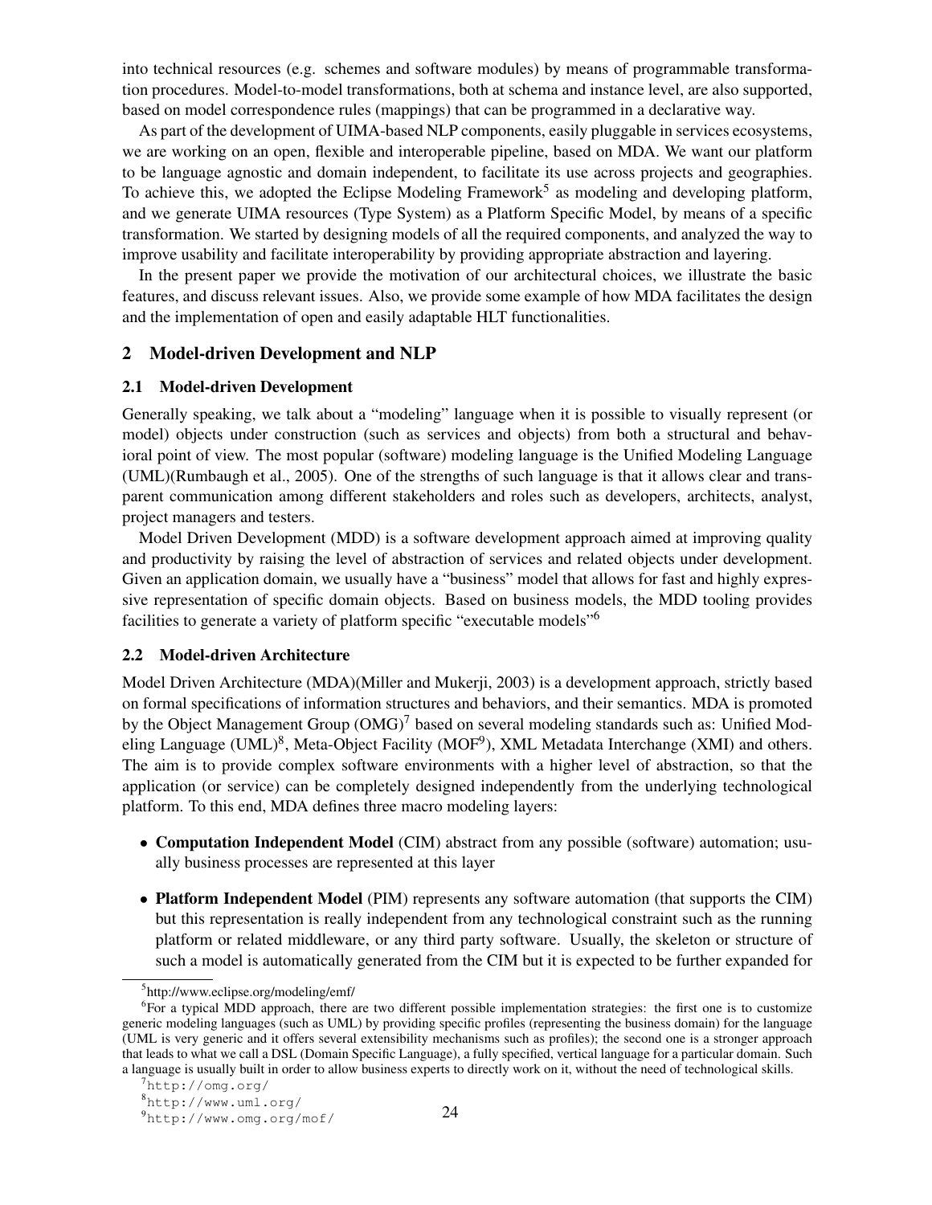into technical resources (e.g. schemes and software modules) by means of programmable transformation procedures. Model-to-model transformations, both at schema and instance level, are also supported, based on model correspondence rules (mappings) that can be programmed in a declarative way.

As part of the development of UIMA-based NLP components, easily pluggable in services ecosystems, we are working on an open, flexible and interoperable pipeline, based on MDA. We want our platform to be language agnostic and domain independent, to facilitate its use across projects and geographies. To achieve this, we adopted the Eclipse Modeling Framework[5] as modeling and developing platform, and we generate UIMA resources (Type System) as a Platform Specific Model, by means of a specific transformation. We started by designing models of all the required components, and analyzed the way to improve usability and facilitate interoperability by providing appropriate abstraction and layering.

In the present paper we provide the motivation of our architectural choices, we illustrate the basic features, and discuss relevant issues. Also, we provide some example of how MDA facilitates the design and the implementation of open and easily adaptable HLT functionalities.

## 2 Model-driven Development and NLP

### 2.1 Model-driven Development

Generally speaking, we talk about a "modeling" language when it is possible to visually represent (or model) objects under construction (such as services and objects) from both a structural and behavioral point of view. The most popular (software) modeling language is the Unified Modeling Language (UML)(Rumbaugh et al., 2005). One of the strengths of such language is that it allows clear and transparent communication among different stakeholders and roles such as developers, architects, analyst, project managers and testers.

Model Driven Development (MDD) is a software development approach aimed at improving quality and productivity by raising the level of abstraction of services and related objects under development. Given an application domain, we usually have a "business" model that allows for fast and highly expressive representation of specific domain objects. Based on business models, the MDD tooling provides facilities to generate a variety of platform specific "executable models"[6]

### 2.2 Model-driven Architecture

Model Driven Architecture (MDA)(Miller and Mukerji, 2003) is a development approach, strictly based on formal specifications of information structures and behaviors, and their semantics. MDA is promoted by the Object Management Group (OMG)[7] based on several modeling standards such as: Unified Modeling Language (UML)[8], Meta-Object Facility (MOF[9]), XML Metadata Interchange (XMI) and others. The aim is to provide complex software environments with a higher level of abstraction, so that the application (or service) can be completely designed independently from the underlying technological platform. To this end, MDA defines three macro modeling layers:

- **Computation Independent Model** (CIM) abstract from any possible (software) automation; usually business processes are represented at this layer
- **Platform Independent Model** (PIM) represents any software automation (that supports the CIM) but this representation is really independent from any technological constraint such as the running platform or related middleware, or any third party software. Usually, the skeleton or structure of such a model is automatically generated from the CIM but it is expected to be further expanded for

[5] http://www.eclipse.org/modeling/emf/

[6] For a typical MDD approach, there are two different possible implementation strategies: the first one is to customize generic modeling languages (such as UML) by providing specific profiles (representing the business domain) for the language (UML is very generic and it offers several extensibility mechanisms such as profiles); the second one is a stronger approach that leads to what we call a DSL (Domain Specific Language), a fully specified, vertical language for a particular domain. Such a language is usually built in order to allow business experts to directly work on it, without the need of technological skills.

[7] http://omg.org/

[8] http://www.uml.org/

[9] http://www.omg.org/mof/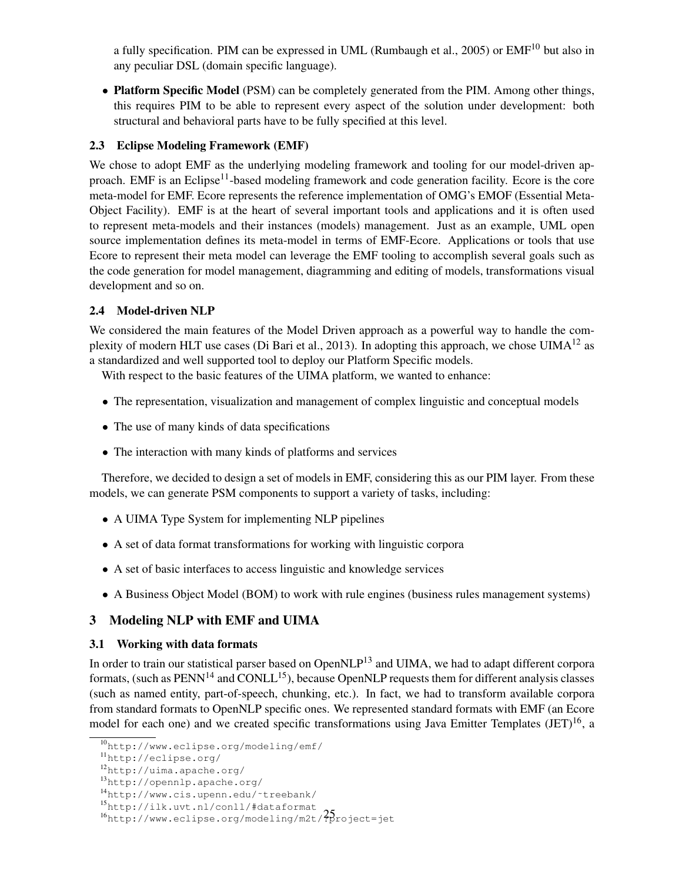a fully specification. PIM can be expressed in UML (Rumbaugh et al., 2005) or EMF[10] but also in any peculiar DSL (domain specific language).

- **Platform Specific Model** (PSM) can be completely generated from the PIM. Among other things, this requires PIM to be able to represent every aspect of the solution under development: both structural and behavioral parts have to be fully specified at this level.

### 2.3 Eclipse Modeling Framework (EMF)

We chose to adopt EMF as the underlying modeling framework and tooling for our model-driven approach. EMF is an Eclipse[11]-based modeling framework and code generation facility. Ecore is the core meta-model for EMF. Ecore represents the reference implementation of OMG's EMOF (Essential Meta-Object Facility). EMF is at the heart of several important tools and applications and it is often used to represent meta-models and their instances (models) management. Just as an example, UML open source implementation defines its meta-model in terms of EMF-Ecore. Applications or tools that use Ecore to represent their meta model can leverage the EMF tooling to accomplish several goals such as the code generation for model management, diagramming and editing of models, transformations visual development and so on.

### 2.4 Model-driven NLP

We considered the main features of the Model Driven approach as a powerful way to handle the complexity of modern HLT use cases (Di Bari et al., 2013). In adopting this approach, we chose UIMA[12] as a standardized and well supported tool to deploy our Platform Specific models.

With respect to the basic features of the UIMA platform, we wanted to enhance:

- The representation, visualization and management of complex linguistic and conceptual models
- The use of many kinds of data specifications
- The interaction with many kinds of platforms and services

Therefore, we decided to design a set of models in EMF, considering this as our PIM layer. From these models, we can generate PSM components to support a variety of tasks, including:

- A UIMA Type System for implementing NLP pipelines
- A set of data format transformations for working with linguistic corpora
- A set of basic interfaces to access linguistic and knowledge services
- A Business Object Model (BOM) to work with rule engines (business rules management systems)

## 3 Modeling NLP with EMF and UIMA

### 3.1 Working with data formats

In order to train our statistical parser based on OpenNLP[13] and UIMA, we had to adapt different corpora formats, (such as PENN[14] and CONLL[15]), because OpenNLP requests them for different analysis classes (such as named entity, part-of-speech, chunking, etc.). In fact, we had to transform available corpora from standard formats to OpenNLP specific ones. We represented standard formats with EMF (an Ecore model for each one) and we created specific transformations using Java Emitter Templates (JET)[16], a

[10] http://www.eclipse.org/modeling/emf/
[11] http://eclipse.org/
[12] http://uima.apache.org/
[13] http://opennlp.apache.org/
[14] http://www.cis.upenn.edu/~treebank/
[15] http://ilk.uvt.nl/conll/#dataformat
[16] http://www.eclipse.org/modeling/m2t/?project=jet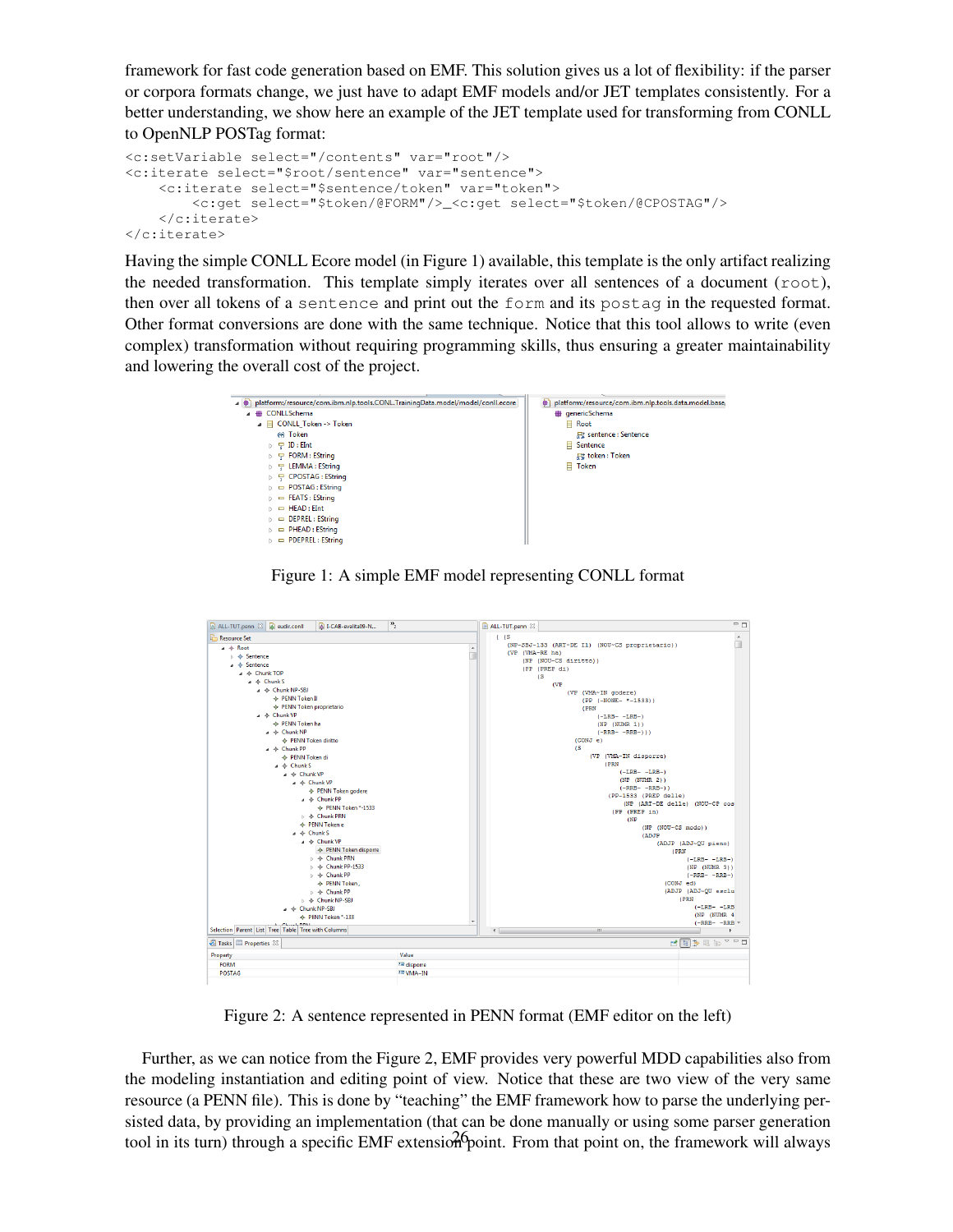framework for fast code generation based on EMF. This solution gives us a lot of flexibility: if the parser or corpora formats change, we just have to adapt EMF models and/or JET templates consistently. For a better understanding, we show here an example of the JET template used for transforming from CONLL to OpenNLP POSTag format:

```
<c:setVariable select="/contents" var="root"/>
<c:iterate select="$root/sentence" var="sentence">
    <c:iterate select="$sentence/token" var="token">
        <c:get select="$token/@FORM"/>_<c:get select="$token/@CPOSTAG"/>
    </c:iterate>
</c:iterate>
```

Having the simple CONLL Ecore model (in Figure 1) available, this template is the only artifact realizing the needed transformation. This template simply iterates over all sentences of a document (`root`), then over all tokens of a `sentence` and print out the `form` and its `postag` in the requested format. Other format conversions are done with the same technique. Notice that this tool allows to write (even complex) transformation without requiring programming skills, thus ensuring a greater maintainability and lowering the overall cost of the project.

Figure 1: A simple EMF model representing CONLL format

Figure 2: A sentence represented in PENN format (EMF editor on the left)

Further, as we can notice from the Figure 2, EMF provides very powerful MDD capabilities also from the modeling instantiation and editing point of view. Notice that these are two view of the very same resource (a PENN file). This is done by "teaching" the EMF framework how to parse the underlying persisted data, by providing an implementation (that can be done manually or using some parser generation tool in its turn) through a specific EMF extension point. From that point on, the framework will always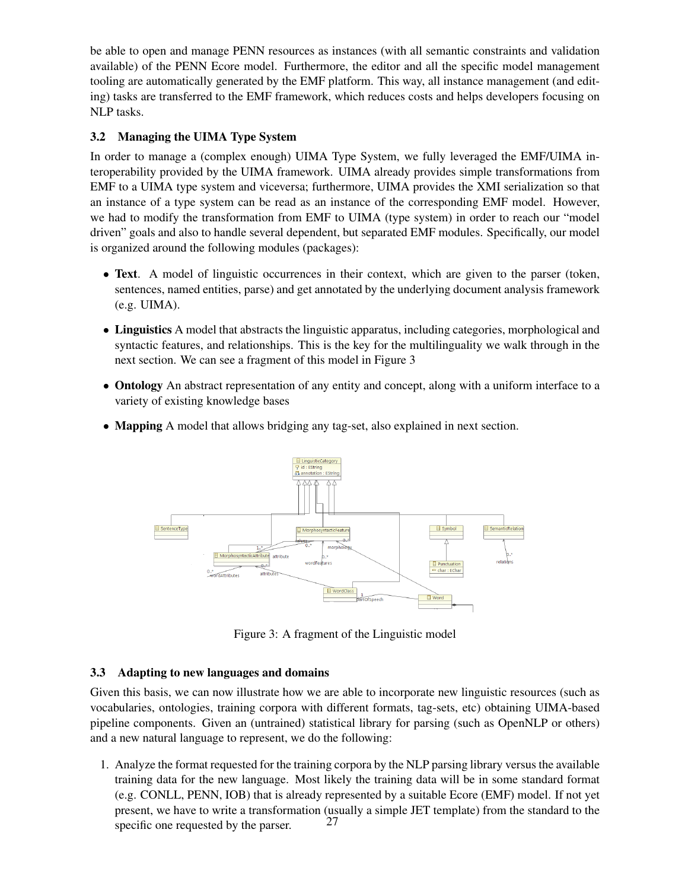be able to open and manage PENN resources as instances (with all semantic constraints and validation available) of the PENN Ecore model. Furthermore, the editor and all the specific model management tooling are automatically generated by the EMF platform. This way, all instance management (and editing) tasks are transferred to the EMF framework, which reduces costs and helps developers focusing on NLP tasks.

### 3.2 Managing the UIMA Type System

In order to manage a (complex enough) UIMA Type System, we fully leveraged the EMF/UIMA interoperability provided by the UIMA framework. UIMA already provides simple transformations from EMF to a UIMA type system and viceversa; furthermore, UIMA provides the XMI serialization so that an instance of a type system can be read as an instance of the corresponding EMF model. However, we had to modify the transformation from EMF to UIMA (type system) in order to reach our "model driven" goals and also to handle several dependent, but separated EMF modules. Specifically, our model is organized around the following modules (packages):

- **Text**. A model of linguistic occurrences in their context, which are given to the parser (token, sentences, named entities, parse) and get annotated by the underlying document analysis framework (e.g. UIMA).
- **Linguistics** A model that abstracts the linguistic apparatus, including categories, morphological and syntactic features, and relationships. This is the key for the multilinguality we walk through in the next section. We can see a fragment of this model in Figure 3
- **Ontology** An abstract representation of any entity and concept, along with a uniform interface to a variety of existing knowledge bases
- **Mapping** A model that allows bridging any tag-set, also explained in next section.

Figure 3: A fragment of the Linguistic model

### 3.3 Adapting to new languages and domains

Given this basis, we can now illustrate how we are able to incorporate new linguistic resources (such as vocabularies, ontologies, training corpora with different formats, tag-sets, etc) obtaining UIMA-based pipeline components. Given an (untrained) statistical library for parsing (such as OpenNLP or others) and a new natural language to represent, we do the following:

1. Analyze the format requested for the training corpora by the NLP parsing library versus the available training data for the new language. Most likely the training data will be in some standard format (e.g. CONLL, PENN, IOB) that is already represented by a suitable Ecore (EMF) model. If not yet present, we have to write a transformation (usually a simple JET template) from the standard to the specific one requested by the parser.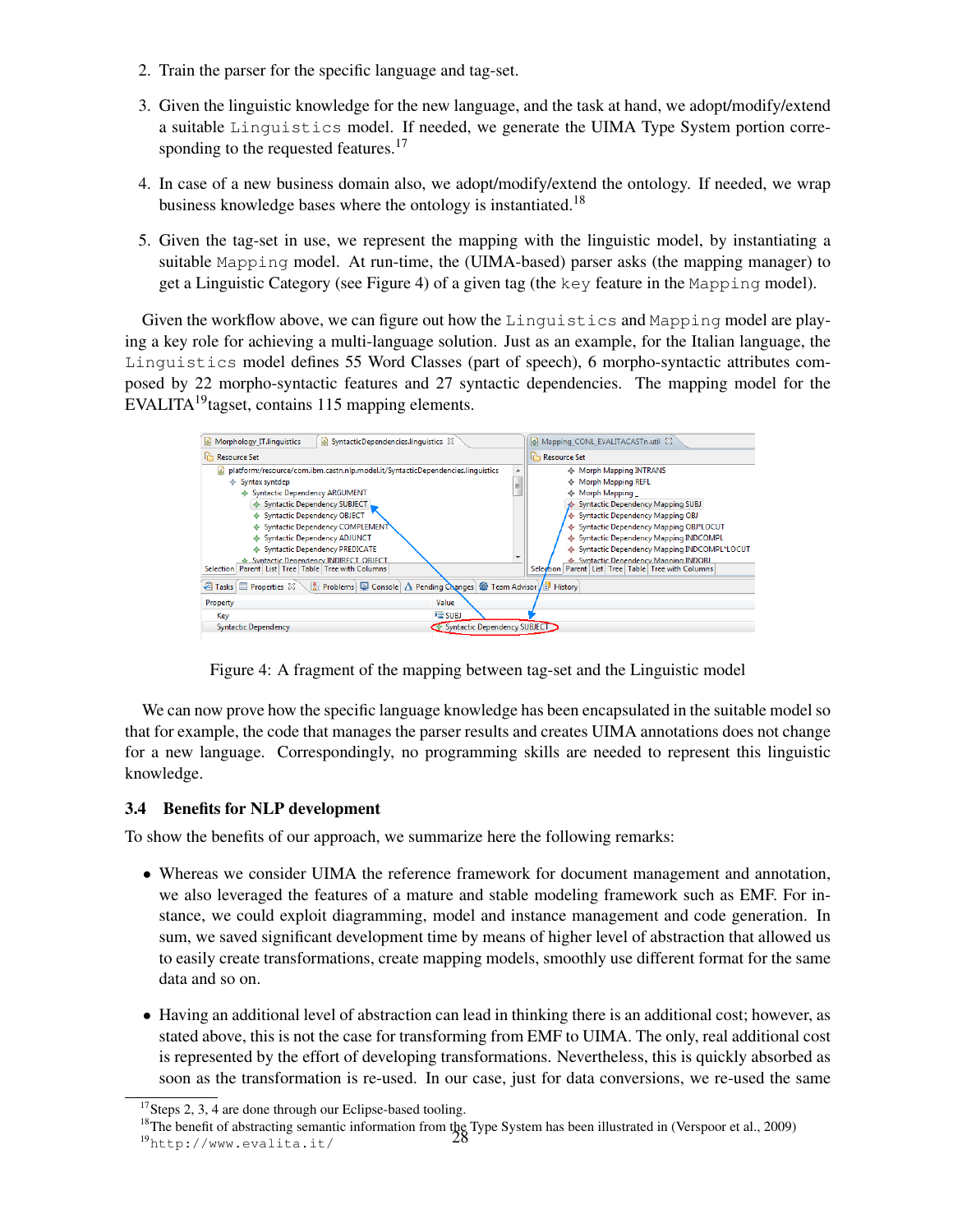2. Train the parser for the specific language and tag-set.

3. Given the linguistic knowledge for the new language, and the task at hand, we adopt/modify/extend a suitable `Linguistics` model. If needed, we generate the UIMA Type System portion corresponding to the requested features.[17]

4. In case of a new business domain also, we adopt/modify/extend the ontology. If needed, we wrap business knowledge bases where the ontology is instantiated.[18]

5. Given the tag-set in use, we represent the mapping with the linguistic model, by instantiating a suitable `Mapping` model. At run-time, the (UIMA-based) parser asks (the mapping manager) to get a Linguistic Category (see Figure 4) of a given tag (the `key` feature in the `Mapping` model).

Given the workflow above, we can figure out how the `Linguistics` and `Mapping` model are playing a key role for achieving a multi-language solution. Just as an example, for the Italian language, the `Linguistics` model defines 55 Word Classes (part of speech), 6 morpho-syntactic attributes composed by 22 morpho-syntactic features and 27 syntactic dependencies. The mapping model for the EVALITA[19]tagset, contains 115 mapping elements.

Figure 4: A fragment of the mapping between tag-set and the Linguistic model

We can now prove how the specific language knowledge has been encapsulated in the suitable model so that for example, the code that manages the parser results and creates UIMA annotations does not change for a new language. Correspondingly, no programming skills are needed to represent this linguistic knowledge.

### 3.4 Benefits for NLP development

To show the benefits of our approach, we summarize here the following remarks:

- Whereas we consider UIMA the reference framework for document management and annotation, we also leveraged the features of a mature and stable modeling framework such as EMF. For instance, we could exploit diagramming, model and instance management and code generation. In sum, we saved significant development time by means of higher level of abstraction that allowed us to easily create transformations, create mapping models, smoothly use different format for the same data and so on.

- Having an additional level of abstraction can lead in thinking there is an additional cost; however, as stated above, this is not the case for transforming from EMF to UIMA. The only, real additional cost is represented by the effort of developing transformations. Nevertheless, this is quickly absorbed as soon as the transformation is re-used. In our case, just for data conversions, we re-used the same

[17] Steps 2, 3, 4 are done through our Eclipse-based tooling.

[18] The benefit of abstracting semantic information from the Type System has been illustrated in (Verspoor et al., 2009)

[19] `http://www.evalita.it/`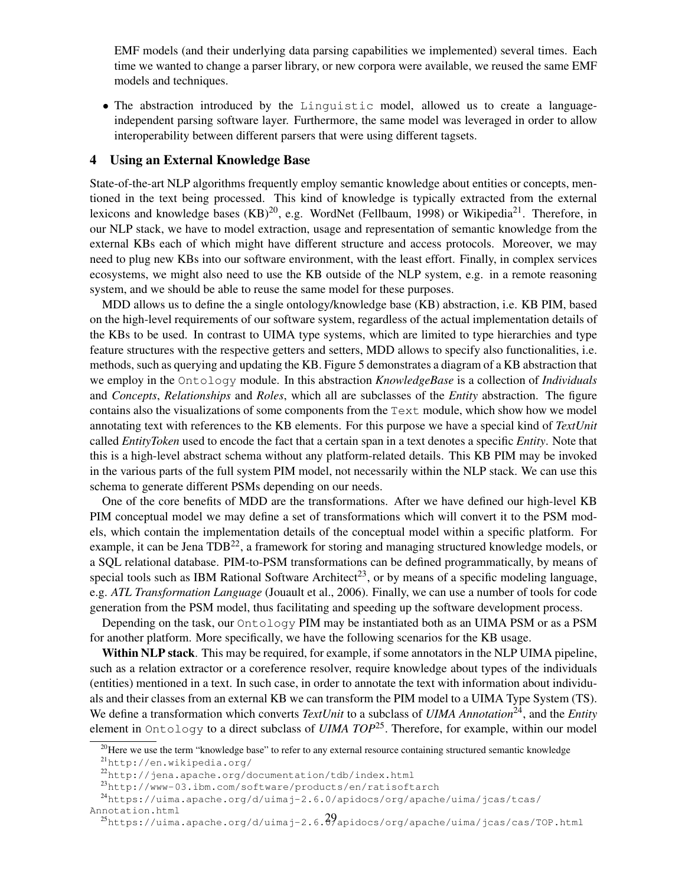EMF models (and their underlying data parsing capabilities we implemented) several times. Each time we wanted to change a parser library, or new corpora were available, we reused the same EMF models and techniques.

- The abstraction introduced by the `Linguistic` model, allowed us to create a language-independent parsing software layer. Furthermore, the same model was leveraged in order to allow interoperability between different parsers that were using different tagsets.

## 4 Using an External Knowledge Base

State-of-the-art NLP algorithms frequently employ semantic knowledge about entities or concepts, mentioned in the text being processed. This kind of knowledge is typically extracted from the external lexicons and knowledge bases (KB)[20], e.g. WordNet (Fellbaum, 1998) or Wikipedia[21]. Therefore, in our NLP stack, we have to model extraction, usage and representation of semantic knowledge from the external KBs each of which might have different structure and access protocols. Moreover, we may need to plug new KBs into our software environment, with the least effort. Finally, in complex services ecosystems, we might also need to use the KB outside of the NLP system, e.g. in a remote reasoning system, and we should be able to reuse the same model for these purposes.

MDD allows us to define the a single ontology/knowledge base (KB) abstraction, i.e. KB PIM, based on the high-level requirements of our software system, regardless of the actual implementation details of the KBs to be used. In contrast to UIMA type systems, which are limited to type hierarchies and type feature structures with the respective getters and setters, MDD allows to specify also functionalities, i.e. methods, such as querying and updating the KB. Figure 5 demonstrates a diagram of a KB abstraction that we employ in the `Ontology` module. In this abstraction *KnowledgeBase* is a collection of *Individuals* and *Concepts*, *Relationships* and *Roles*, which all are subclasses of the *Entity* abstraction. The figure contains also the visualizations of some components from the `Text` module, which show how we model annotating text with references to the KB elements. For this purpose we have a special kind of *TextUnit* called *EntityToken* used to encode the fact that a certain span in a text denotes a specific *Entity*. Note that this is a high-level abstract schema without any platform-related details. This KB PIM may be invoked in the various parts of the full system PIM model, not necessarily within the NLP stack. We can use this schema to generate different PSMs depending on our needs.

One of the core benefits of MDD are the transformations. After we have defined our high-level KB PIM conceptual model we may define a set of transformations which will convert it to the PSM models, which contain the implementation details of the conceptual model within a specific platform. For example, it can be Jena TDB[22], a framework for storing and managing structured knowledge models, or a SQL relational database. PIM-to-PSM transformations can be defined programmatically, by means of special tools such as IBM Rational Software Architect[23], or by means of a specific modeling language, e.g. *ATL Transformation Language* (Jouault et al., 2006). Finally, we can use a number of tools for code generation from the PSM model, thus facilitating and speeding up the software development process.

Depending on the task, our `Ontology` PIM may be instantiated both as an UIMA PSM or as a PSM for another platform. More specifically, we have the following scenarios for the KB usage.

**Within NLP stack**. This may be required, for example, if some annotators in the NLP UIMA pipeline, such as a relation extractor or a coreference resolver, require knowledge about types of the individuals (entities) mentioned in a text. In such case, in order to annotate the text with information about individuals and their classes from an external KB we can transform the PIM model to a UIMA Type System (TS). We define a transformation which converts *TextUnit* to a subclass of *UIMA Annotation*[24], and the *Entity* element in `Ontology` to a direct subclass of *UIMA TOP*[25]. Therefore, for example, within our model

[20] Here we use the term "knowledge base" to refer to any external resource containing structured semantic knowledge

[21] http://en.wikipedia.org/

[22] http://jena.apache.org/documentation/tdb/index.html

[23] http://www-03.ibm.com/software/products/en/ratisoftarch

[24] https://uima.apache.org/d/uimaj-2.6.0/apidocs/org/apache/uima/jcas/tcas/Annotation.html

[25] https://uima.apache.org/d/uimaj-2.6.0/apidocs/org/apache/uima/jcas/cas/TOP.html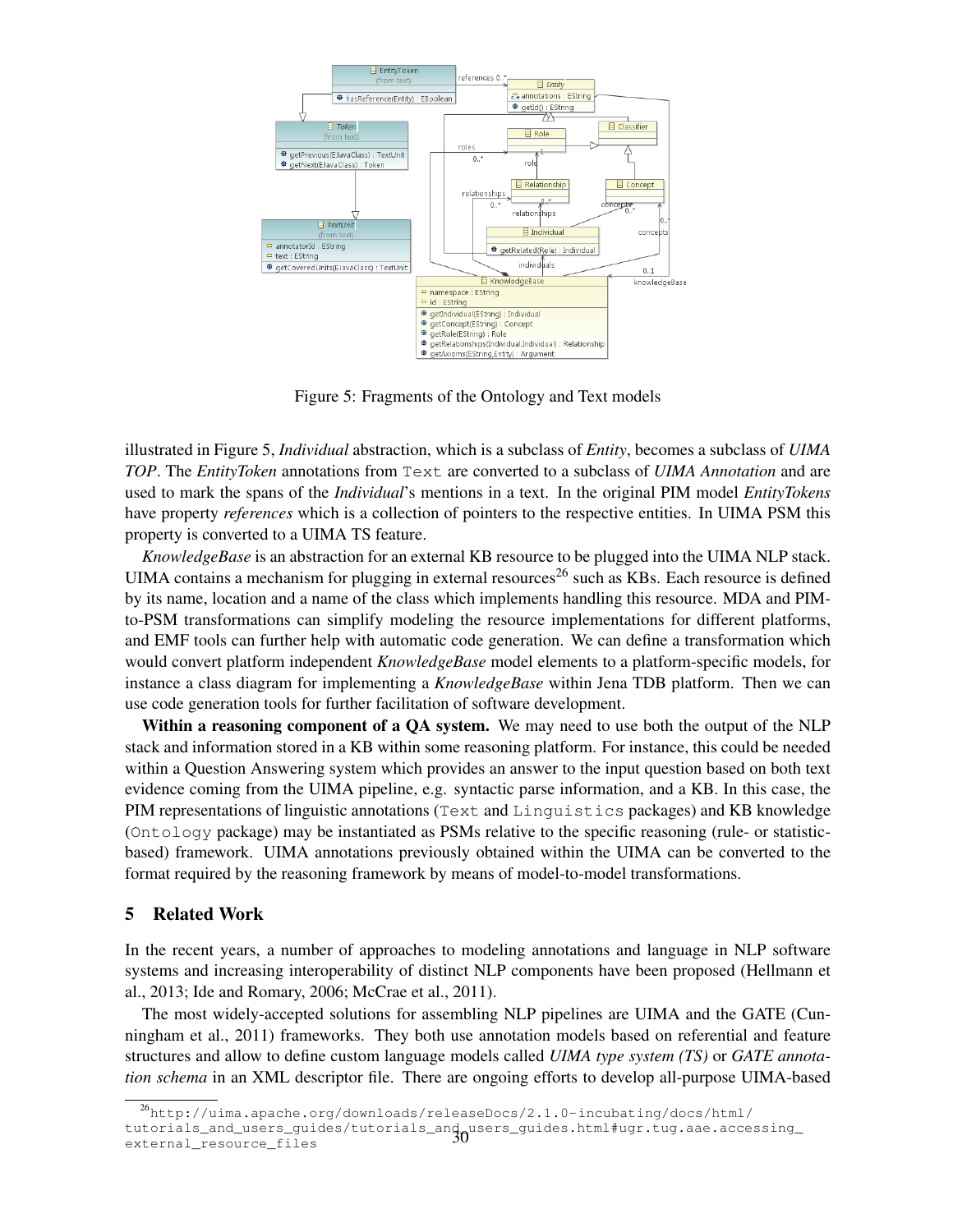Figure 5: Fragments of the Ontology and Text models

illustrated in Figure 5, *Individual* abstraction, which is a subclass of *Entity*, becomes a subclass of *UIMA TOP*. The *EntityToken* annotations from `Text` are converted to a subclass of *UIMA Annotation* and are used to mark the spans of the *Individual*'s mentions in a text. In the original PIM model *EntityTokens* have property *references* which is a collection of pointers to the respective entities. In UIMA PSM this property is converted to a UIMA TS feature.

*KnowledgeBase* is an abstraction for an external KB resource to be plugged into the UIMA NLP stack. UIMA contains a mechanism for plugging in external resources[26] such as KBs. Each resource is defined by its name, location and a name of the class which implements handling this resource. MDA and PIM-to-PSM transformations can simplify modeling the resource implementations for different platforms, and EMF tools can further help with automatic code generation. We can define a transformation which would convert platform independent *KnowledgeBase* model elements to a platform-specific models, for instance a class diagram for implementing a *KnowledgeBase* within Jena TDB platform. Then we can use code generation tools for further facilitation of software development.

**Within a reasoning component of a QA system.** We may need to use both the output of the NLP stack and information stored in a KB within some reasoning platform. For instance, this could be needed within a Question Answering system which provides an answer to the input question based on both text evidence coming from the UIMA pipeline, e.g. syntactic parse information, and a KB. In this case, the PIM representations of linguistic annotations (`Text` and `Linguistics` packages) and KB knowledge (`Ontology` package) may be instantiated as PSMs relative to the specific reasoning (rule- or statistic-based) framework. UIMA annotations previously obtained within the UIMA can be converted to the format required by the reasoning framework by means of model-to-model transformations.

## 5 Related Work

In the recent years, a number of approaches to modeling annotations and language in NLP software systems and increasing interoperability of distinct NLP components have been proposed (Hellmann et al., 2013; Ide and Romary, 2006; McCrae et al., 2011).

The most widely-accepted solutions for assembling NLP pipelines are UIMA and the GATE (Cunningham et al., 2011) frameworks. They both use annotation models based on referential and feature structures and allow to define custom language models called *UIMA type system (TS)* or *GATE annotation schema* in an XML descriptor file. There are ongoing efforts to develop all-purpose UIMA-based

[26] `http://uima.apache.org/downloads/releaseDocs/2.1.0-incubating/docs/html/tutorials_and_users_guides/tutorials_and_users_guides.html#ugr.tug.aae.accessing_external_resource_files`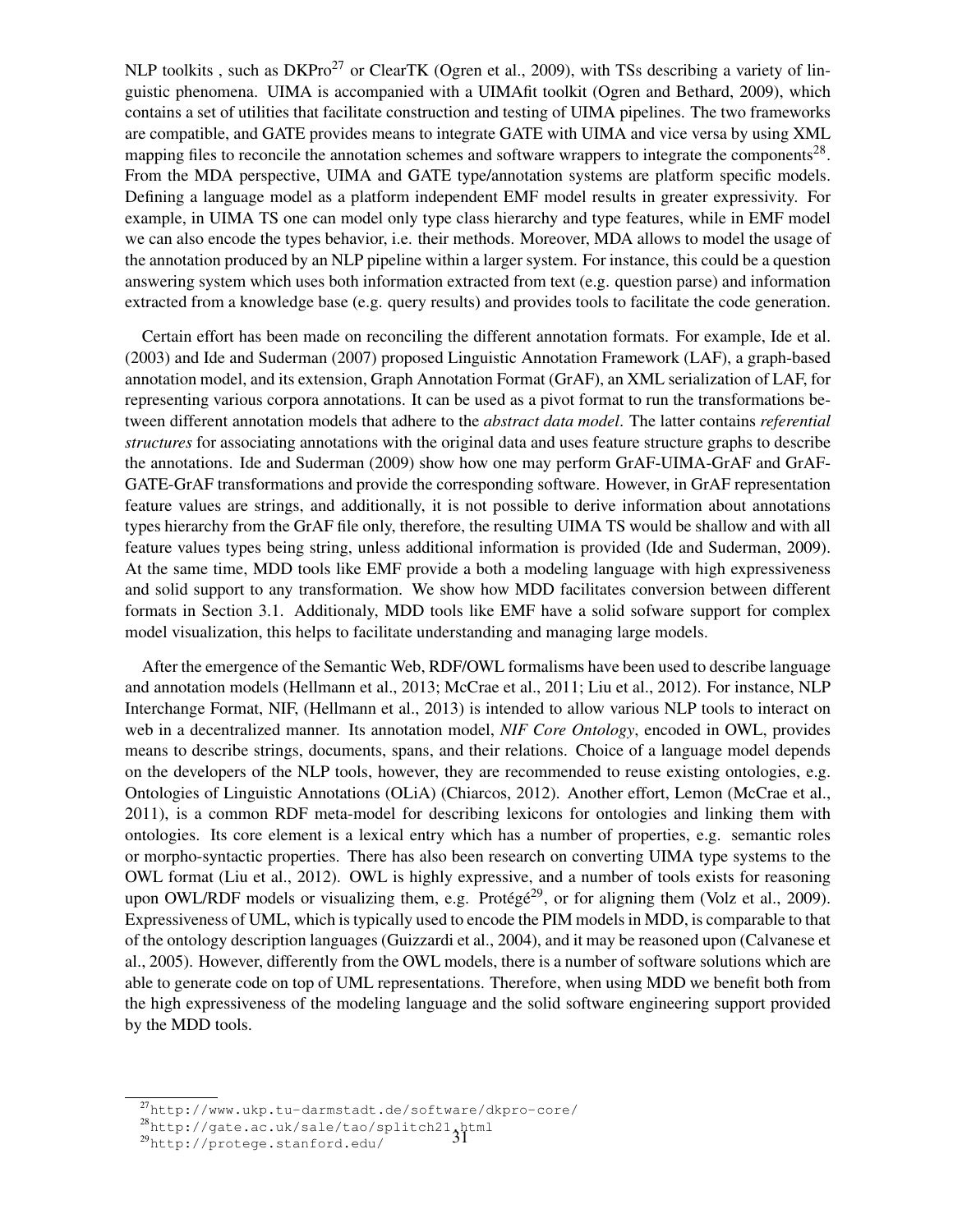NLP toolkits , such as DKPro[27] or ClearTK (Ogren et al., 2009), with TSs describing a variety of linguistic phenomena. UIMA is accompanied with a UIMAfit toolkit (Ogren and Bethard, 2009), which contains a set of utilities that facilitate construction and testing of UIMA pipelines. The two frameworks are compatible, and GATE provides means to integrate GATE with UIMA and vice versa by using XML mapping files to reconcile the annotation schemes and software wrappers to integrate the components[28]. From the MDA perspective, UIMA and GATE type/annotation systems are platform specific models. Defining a language model as a platform independent EMF model results in greater expressivity. For example, in UIMA TS one can model only type class hierarchy and type features, while in EMF model we can also encode the types behavior, i.e. their methods. Moreover, MDA allows to model the usage of the annotation produced by an NLP pipeline within a larger system. For instance, this could be a question answering system which uses both information extracted from text (e.g. question parse) and information extracted from a knowledge base (e.g. query results) and provides tools to facilitate the code generation.

Certain effort has been made on reconciling the different annotation formats. For example, Ide et al. (2003) and Ide and Suderman (2007) proposed Linguistic Annotation Framework (LAF), a graph-based annotation model, and its extension, Graph Annotation Format (GrAF), an XML serialization of LAF, for representing various corpora annotations. It can be used as a pivot format to run the transformations between different annotation models that adhere to the *abstract data model*. The latter contains *referential structures* for associating annotations with the original data and uses feature structure graphs to describe the annotations. Ide and Suderman (2009) show how one may perform GrAF-UIMA-GrAF and GrAF-GATE-GrAF transformations and provide the corresponding software. However, in GrAF representation feature values are strings, and additionally, it is not possible to derive information about annotations types hierarchy from the GrAF file only, therefore, the resulting UIMA TS would be shallow and with all feature values types being string, unless additional information is provided (Ide and Suderman, 2009). At the same time, MDD tools like EMF provide a both a modeling language with high expressiveness and solid support to any transformation. We show how MDD facilitates conversion between different formats in Section 3.1. Additionaly, MDD tools like EMF have a solid sofware support for complex model visualization, this helps to facilitate understanding and managing large models.

After the emergence of the Semantic Web, RDF/OWL formalisms have been used to describe language and annotation models (Hellmann et al., 2013; McCrae et al., 2011; Liu et al., 2012). For instance, NLP Interchange Format, NIF, (Hellmann et al., 2013) is intended to allow various NLP tools to interact on web in a decentralized manner. Its annotation model, *NIF Core Ontology*, encoded in OWL, provides means to describe strings, documents, spans, and their relations. Choice of a language model depends on the developers of the NLP tools, however, they are recommended to reuse existing ontologies, e.g. Ontologies of Linguistic Annotations (OLiA) (Chiarcos, 2012). Another effort, Lemon (McCrae et al., 2011), is a common RDF meta-model for describing lexicons for ontologies and linking them with ontologies. Its core element is a lexical entry which has a number of properties, e.g. semantic roles or morpho-syntactic properties. There has also been research on converting UIMA type systems to the OWL format (Liu et al., 2012). OWL is highly expressive, and a number of tools exists for reasoning upon OWL/RDF models or visualizing them, e.g. Protégé[29], or for aligning them (Volz et al., 2009). Expressiveness of UML, which is typically used to encode the PIM models in MDD, is comparable to that of the ontology description languages (Guizzardi et al., 2004), and it may be reasoned upon (Calvanese et al., 2005). However, differently from the OWL models, there is a number of software solutions which are able to generate code on top of UML representations. Therefore, when using MDD we benefit both from the high expressiveness of the modeling language and the solid software engineering support provided by the MDD tools.

[27] http://www.ukp.tu-darmstadt.de/software/dkpro-core/
[28] http://gate.ac.uk/sale/tao/splitch21.html
[29] http://protege.stanford.edu/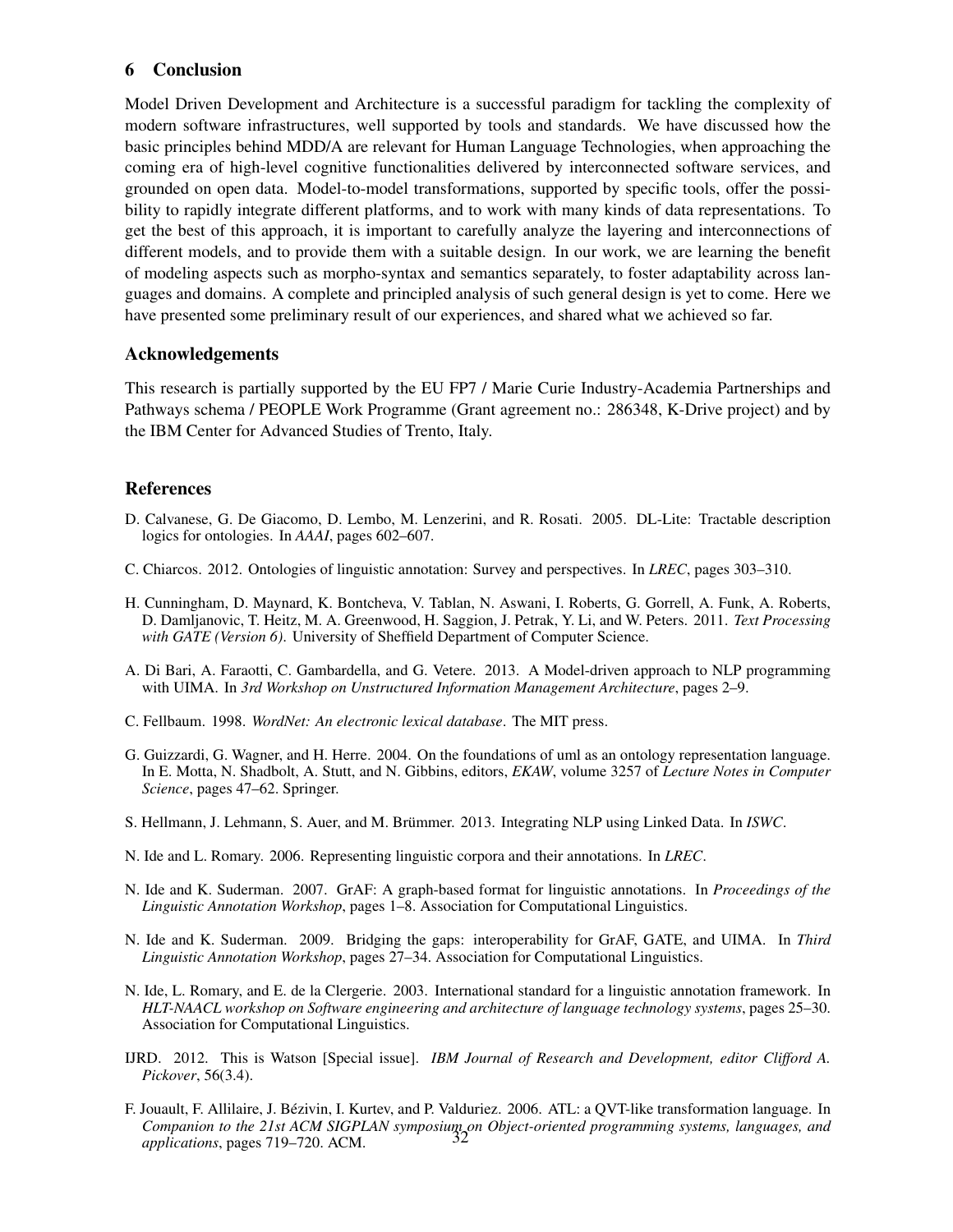## 6 Conclusion

Model Driven Development and Architecture is a successful paradigm for tackling the complexity of modern software infrastructures, well supported by tools and standards. We have discussed how the basic principles behind MDD/A are relevant for Human Language Technologies, when approaching the coming era of high-level cognitive functionalities delivered by interconnected software services, and grounded on open data. Model-to-model transformations, supported by specific tools, offer the possibility to rapidly integrate different platforms, and to work with many kinds of data representations. To get the best of this approach, it is important to carefully analyze the layering and interconnections of different models, and to provide them with a suitable design. In our work, we are learning the benefit of modeling aspects such as morpho-syntax and semantics separately, to foster adaptability across languages and domains. A complete and principled analysis of such general design is yet to come. Here we have presented some preliminary result of our experiences, and shared what we achieved so far.

## Acknowledgements

This research is partially supported by the EU FP7 / Marie Curie Industry-Academia Partnerships and Pathways schema / PEOPLE Work Programme (Grant agreement no.: 286348, K-Drive project) and by the IBM Center for Advanced Studies of Trento, Italy.

## References

D. Calvanese, G. De Giacomo, D. Lembo, M. Lenzerini, and R. Rosati. 2005. DL-Lite: Tractable description logics for ontologies. In *AAAI*, pages 602–607.

C. Chiarcos. 2012. Ontologies of linguistic annotation: Survey and perspectives. In *LREC*, pages 303–310.

H. Cunningham, D. Maynard, K. Bontcheva, V. Tablan, N. Aswani, I. Roberts, G. Gorrell, A. Funk, A. Roberts, D. Damljanovic, T. Heitz, M. A. Greenwood, H. Saggion, J. Petrak, Y. Li, and W. Peters. 2011. *Text Processing with GATE (Version 6)*. University of Sheffield Department of Computer Science.

A. Di Bari, A. Faraotti, C. Gambardella, and G. Vetere. 2013. A Model-driven approach to NLP programming with UIMA. In *3rd Workshop on Unstructured Information Management Architecture*, pages 2–9.

C. Fellbaum. 1998. *WordNet: An electronic lexical database*. The MIT press.

G. Guizzardi, G. Wagner, and H. Herre. 2004. On the foundations of uml as an ontology representation language. In E. Motta, N. Shadbolt, A. Stutt, and N. Gibbins, editors, *EKAW*, volume 3257 of *Lecture Notes in Computer Science*, pages 47–62. Springer.

S. Hellmann, J. Lehmann, S. Auer, and M. Brümmer. 2013. Integrating NLP using Linked Data. In *ISWC*.

N. Ide and L. Romary. 2006. Representing linguistic corpora and their annotations. In *LREC*.

N. Ide and K. Suderman. 2007. GrAF: A graph-based format for linguistic annotations. In *Proceedings of the Linguistic Annotation Workshop*, pages 1–8. Association for Computational Linguistics.

N. Ide and K. Suderman. 2009. Bridging the gaps: interoperability for GrAF, GATE, and UIMA. In *Third Linguistic Annotation Workshop*, pages 27–34. Association for Computational Linguistics.

N. Ide, L. Romary, and E. de la Clergerie. 2003. International standard for a linguistic annotation framework. In *HLT-NAACL workshop on Software engineering and architecture of language technology systems*, pages 25–30. Association for Computational Linguistics.

IJRD. 2012. This is Watson [Special issue]. *IBM Journal of Research and Development, editor Clifford A. Pickover*, 56(3.4).

F. Jouault, F. Allilaire, J. Bézivin, I. Kurtev, and P. Valduriez. 2006. ATL: a QVT-like transformation language. In *Companion to the 21st ACM SIGPLAN symposium on Object-oriented programming systems, languages, and applications*, pages 719–720. ACM.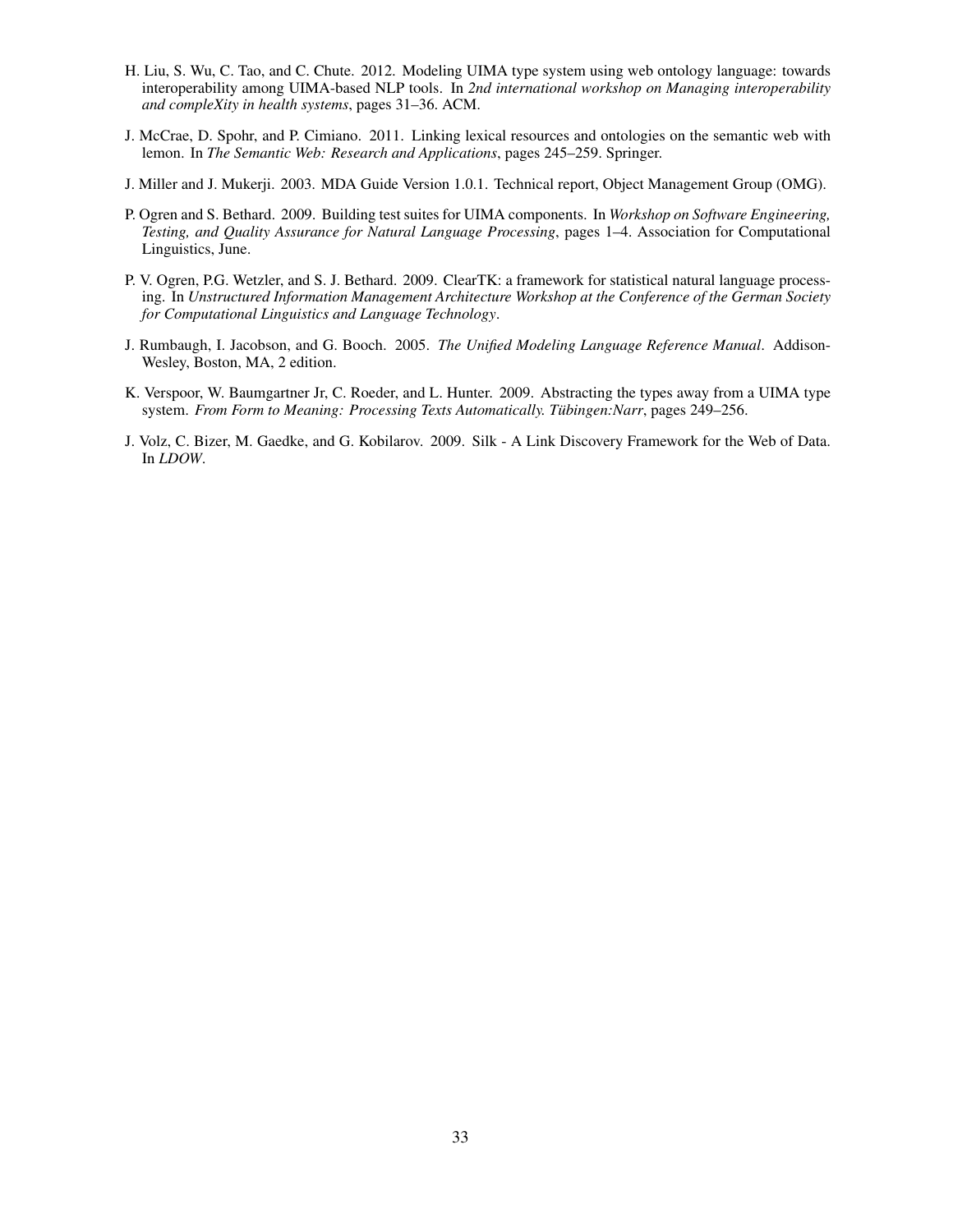H. Liu, S. Wu, C. Tao, and C. Chute. 2012. Modeling UIMA type system using web ontology language: towards interoperability among UIMA-based NLP tools. In *2nd international workshop on Managing interoperability and compleXity in health systems*, pages 31–36. ACM.

J. McCrae, D. Spohr, and P. Cimiano. 2011. Linking lexical resources and ontologies on the semantic web with lemon. In *The Semantic Web: Research and Applications*, pages 245–259. Springer.

J. Miller and J. Mukerji. 2003. MDA Guide Version 1.0.1. Technical report, Object Management Group (OMG).

P. Ogren and S. Bethard. 2009. Building test suites for UIMA components. In *Workshop on Software Engineering, Testing, and Quality Assurance for Natural Language Processing*, pages 1–4. Association for Computational Linguistics, June.

P. V. Ogren, P.G. Wetzler, and S. J. Bethard. 2009. ClearTK: a framework for statistical natural language processing. In *Unstructured Information Management Architecture Workshop at the Conference of the German Society for Computational Linguistics and Language Technology*.

J. Rumbaugh, I. Jacobson, and G. Booch. 2005. *The Unified Modeling Language Reference Manual*. Addison-Wesley, Boston, MA, 2 edition.

K. Verspoor, W. Baumgartner Jr, C. Roeder, and L. Hunter. 2009. Abstracting the types away from a UIMA type system. *From Form to Meaning: Processing Texts Automatically. Tübingen:Narr*, pages 249–256.

J. Volz, C. Bizer, M. Gaedke, and G. Kobilarov. 2009. Silk - A Link Discovery Framework for the Web of Data. In *LDOW*.